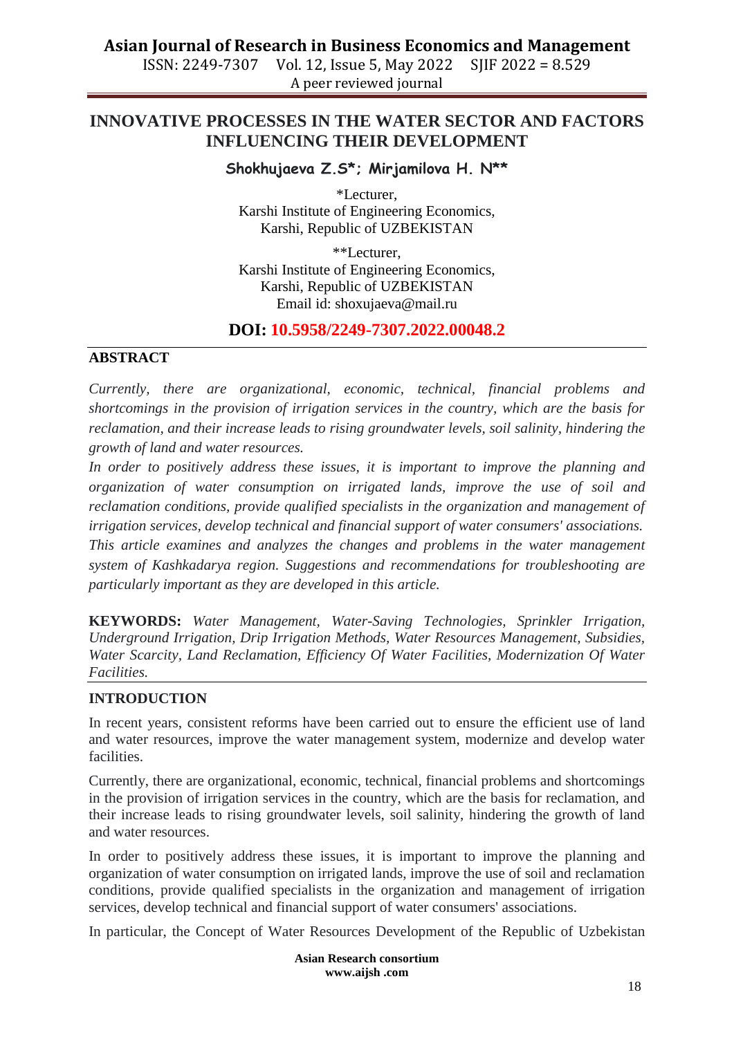# INNOVATIVE PROCESSES IN THE WATER SECTOR AND FACTORS INFLUENCING THEIR DEVELOPMENT

**Shokhujaeva Z.S*; Mirjamilova H. N****

*Lecturer,
Karshi Institute of Engineering Economics,
Karshi, Republic of UZBEKISTAN

**Lecturer,
Karshi Institute of Engineering Economics,
Karshi, Republic of UZBEKISTAN
Email id: shoxujaeva@mail.ru

**DOI: 10.5958/2249-7307.2022.00048.2**

## ABSTRACT

*Currently, there are organizational, economic, technical, financial problems and shortcomings in the provision of irrigation services in the country, which are the basis for reclamation, and their increase leads to rising groundwater levels, soil salinity, hindering the growth of land and water resources.*

*In order to positively address these issues, it is important to improve the planning and organization of water consumption on irrigated lands, improve the use of soil and reclamation conditions, provide qualified specialists in the organization and management of irrigation services, develop technical and financial support of water consumers' associations.*

*This article examines and analyzes the changes and problems in the water management system of Kashkadarya region. Suggestions and recommendations for troubleshooting are particularly important as they are developed in this article.*

**KEYWORDS:** *Water Management, Water-Saving Technologies, Sprinkler Irrigation, Underground Irrigation, Drip Irrigation Methods, Water Resources Management, Subsidies, Water Scarcity, Land Reclamation, Efficiency Of Water Facilities, Modernization Of Water Facilities.*

## INTRODUCTION

In recent years, consistent reforms have been carried out to ensure the efficient use of land and water resources, improve the water management system, modernize and develop water facilities.

Currently, there are organizational, economic, technical, financial problems and shortcomings in the provision of irrigation services in the country, which are the basis for reclamation, and their increase leads to rising groundwater levels, soil salinity, hindering the growth of land and water resources.

In order to positively address these issues, it is important to improve the planning and organization of water consumption on irrigated lands, improve the use of soil and reclamation conditions, provide qualified specialists in the organization and management of irrigation services, develop technical and financial support of water consumers' associations.

In particular, the Concept of Water Resources Development of the Republic of Uzbekistan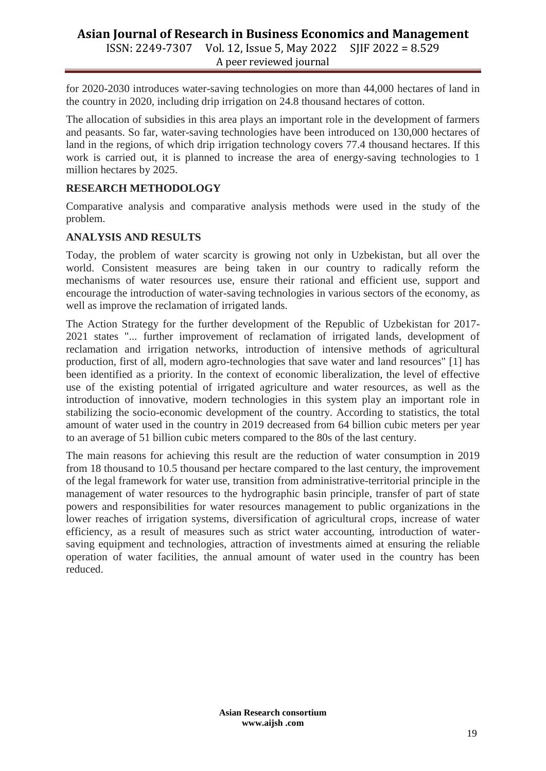for 2020-2030 introduces water-saving technologies on more than 44,000 hectares of land in the country in 2020, including drip irrigation on 24.8 thousand hectares of cotton.

The allocation of subsidies in this area plays an important role in the development of farmers and peasants. So far, water-saving technologies have been introduced on 130,000 hectares of land in the regions, of which drip irrigation technology covers 77.4 thousand hectares. If this work is carried out, it is planned to increase the area of energy-saving technologies to 1 million hectares by 2025.

## RESEARCH METHODOLOGY

Comparative analysis and comparative analysis methods were used in the study of the problem.

## ANALYSIS AND RESULTS

Today, the problem of water scarcity is growing not only in Uzbekistan, but all over the world. Consistent measures are being taken in our country to radically reform the mechanisms of water resources use, ensure their rational and efficient use, support and encourage the introduction of water-saving technologies in various sectors of the economy, as well as improve the reclamation of irrigated lands.

The Action Strategy for the further development of the Republic of Uzbekistan for 2017-2021 states "... further improvement of reclamation of irrigated lands, development of reclamation and irrigation networks, introduction of intensive methods of agricultural production, first of all, modern agro-technologies that save water and land resources" [1] has been identified as a priority. In the context of economic liberalization, the level of effective use of the existing potential of irrigated agriculture and water resources, as well as the introduction of innovative, modern technologies in this system play an important role in stabilizing the socio-economic development of the country. According to statistics, the total amount of water used in the country in 2019 decreased from 64 billion cubic meters per year to an average of 51 billion cubic meters compared to the 80s of the last century.

The main reasons for achieving this result are the reduction of water consumption in 2019 from 18 thousand to 10.5 thousand per hectare compared to the last century, the improvement of the legal framework for water use, transition from administrative-territorial principle in the management of water resources to the hydrographic basin principle, transfer of part of state powers and responsibilities for water resources management to public organizations in the lower reaches of irrigation systems, diversification of agricultural crops, increase of water efficiency, as a result of measures such as strict water accounting, introduction of water-saving equipment and technologies, attraction of investments aimed at ensuring the reliable operation of water facilities, the annual amount of water used in the country has been reduced.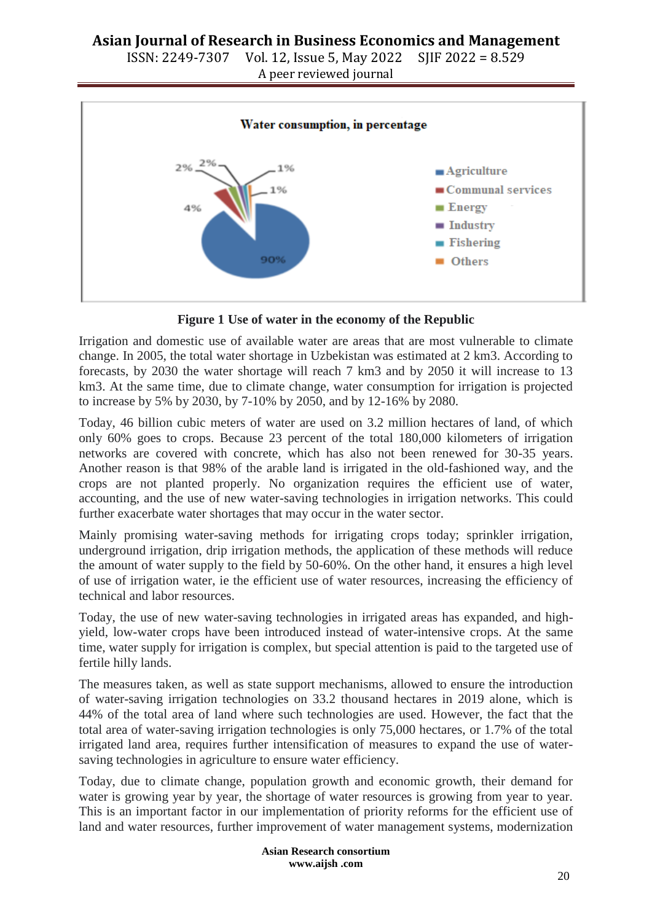Water consumption, in percentage

Figure 1 Use of water in the economy of the Republic

Irrigation and domestic use of available water are areas that are most vulnerable to climate change. In 2005, the total water shortage in Uzbekistan was estimated at 2 km3. According to forecasts, by 2030 the water shortage will reach 7 km3 and by 2050 it will increase to 13 km3. At the same time, due to climate change, water consumption for irrigation is projected to increase by 5% by 2030, by 7-10% by 2050, and by 12-16% by 2080.

Today, 46 billion cubic meters of water are used on 3.2 million hectares of land, of which only 60% goes to crops. Because 23 percent of the total 180,000 kilometers of irrigation networks are covered with concrete, which has also not been renewed for 30-35 years. Another reason is that 98% of the arable land is irrigated in the old-fashioned way, and the crops are not planted properly. No organization requires the efficient use of water, accounting, and the use of new water-saving technologies in irrigation networks. This could further exacerbate water shortages that may occur in the water sector.

Mainly promising water-saving methods for irrigating crops today; sprinkler irrigation, underground irrigation, drip irrigation methods, the application of these methods will reduce the amount of water supply to the field by 50-60%. On the other hand, it ensures a high level of use of irrigation water, ie the efficient use of water resources, increasing the efficiency of technical and labor resources.

Today, the use of new water-saving technologies in irrigated areas has expanded, and high-yield, low-water crops have been introduced instead of water-intensive crops. At the same time, water supply for irrigation is complex, but special attention is paid to the targeted use of fertile hilly lands.

The measures taken, as well as state support mechanisms, allowed to ensure the introduction of water-saving irrigation technologies on 33.2 thousand hectares in 2019 alone, which is 44% of the total area of land where such technologies are used. However, the fact that the total area of water-saving irrigation technologies is only 75,000 hectares, or 1.7% of the total irrigated land area, requires further intensification of measures to expand the use of water-saving technologies in agriculture to ensure water efficiency.

Today, due to climate change, population growth and economic growth, their demand for water is growing year by year, the shortage of water resources is growing from year to year. This is an important factor in our implementation of priority reforms for the efficient use of land and water resources, further improvement of water management systems, modernization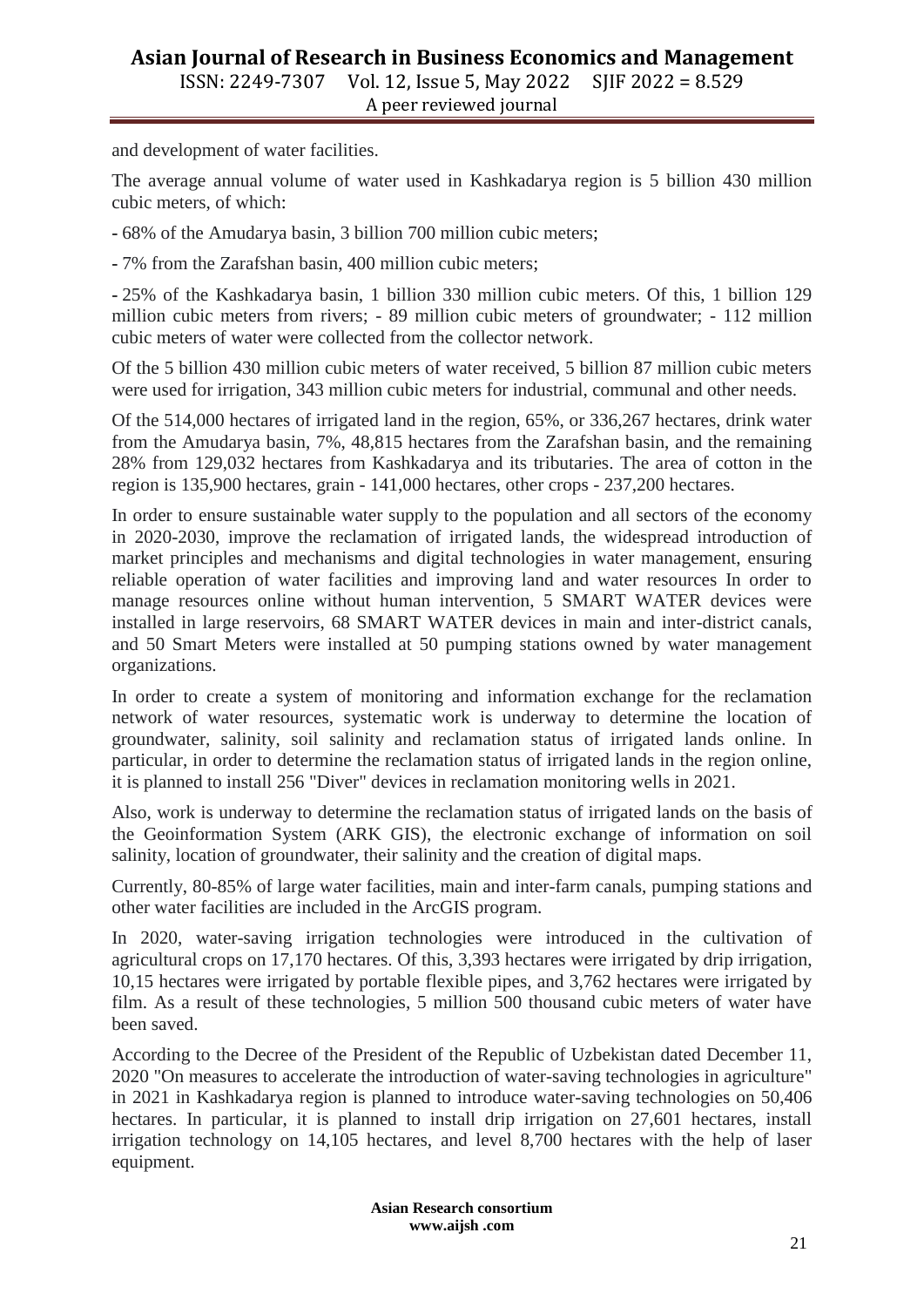and development of water facilities.

The average annual volume of water used in Kashkadarya region is 5 billion 430 million cubic meters, of which:

- 68% of the Amudarya basin, 3 billion 700 million cubic meters;

- 7% from the Zarafshan basin, 400 million cubic meters;

- 25% of the Kashkadarya basin, 1 billion 330 million cubic meters. Of this, 1 billion 129 million cubic meters from rivers; - 89 million cubic meters of groundwater; - 112 million cubic meters of water were collected from the collector network.

Of the 5 billion 430 million cubic meters of water received, 5 billion 87 million cubic meters were used for irrigation, 343 million cubic meters for industrial, communal and other needs.

Of the 514,000 hectares of irrigated land in the region, 65%, or 336,267 hectares, drink water from the Amudarya basin, 7%, 48,815 hectares from the Zarafshan basin, and the remaining 28% from 129,032 hectares from Kashkadarya and its tributaries. The area of cotton in the region is 135,900 hectares, grain - 141,000 hectares, other crops - 237,200 hectares.

In order to ensure sustainable water supply to the population and all sectors of the economy in 2020-2030, improve the reclamation of irrigated lands, the widespread introduction of market principles and mechanisms and digital technologies in water management, ensuring reliable operation of water facilities and improving land and water resources In order to manage resources online without human intervention, 5 SMART WATER devices were installed in large reservoirs, 68 SMART WATER devices in main and inter-district canals, and 50 Smart Meters were installed at 50 pumping stations owned by water management organizations.

In order to create a system of monitoring and information exchange for the reclamation network of water resources, systematic work is underway to determine the location of groundwater, salinity, soil salinity and reclamation status of irrigated lands online. In particular, in order to determine the reclamation status of irrigated lands in the region online, it is planned to install 256 "Diver" devices in reclamation monitoring wells in 2021.

Also, work is underway to determine the reclamation status of irrigated lands on the basis of the Geoinformation System (ARK GIS), the electronic exchange of information on soil salinity, location of groundwater, their salinity and the creation of digital maps.

Currently, 80-85% of large water facilities, main and inter-farm canals, pumping stations and other water facilities are included in the ArcGIS program.

In 2020, water-saving irrigation technologies were introduced in the cultivation of agricultural crops on 17,170 hectares. Of this, 3,393 hectares were irrigated by drip irrigation, 10,15 hectares were irrigated by portable flexible pipes, and 3,762 hectares were irrigated by film. As a result of these technologies, 5 million 500 thousand cubic meters of water have been saved.

According to the Decree of the President of the Republic of Uzbekistan dated December 11, 2020 "On measures to accelerate the introduction of water-saving technologies in agriculture" in 2021 in Kashkadarya region is planned to introduce water-saving technologies on 50,406 hectares. In particular, it is planned to install drip irrigation on 27,601 hectares, install irrigation technology on 14,105 hectares, and level 8,700 hectares with the help of laser equipment.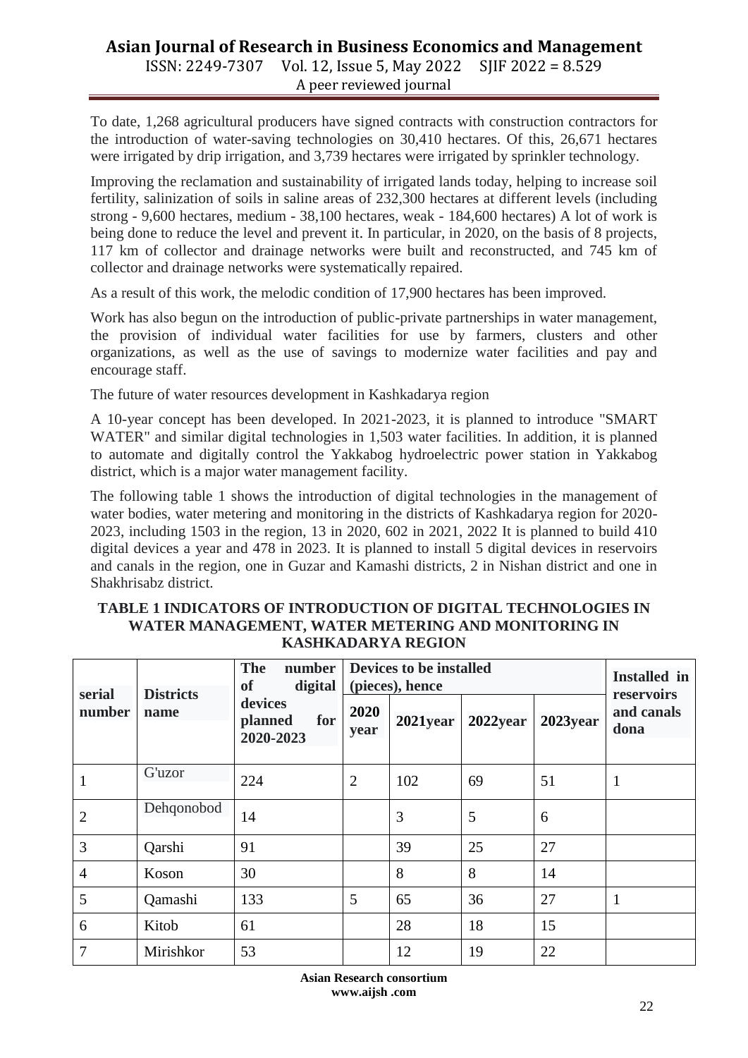To date, 1,268 agricultural producers have signed contracts with construction contractors for the introduction of water-saving technologies on 30,410 hectares. Of this, 26,671 hectares were irrigated by drip irrigation, and 3,739 hectares were irrigated by sprinkler technology.

Improving the reclamation and sustainability of irrigated lands today, helping to increase soil fertility, salinization of soils in saline areas of 232,300 hectares at different levels (including strong - 9,600 hectares, medium - 38,100 hectares, weak - 184,600 hectares) A lot of work is being done to reduce the level and prevent it. In particular, in 2020, on the basis of 8 projects, 117 km of collector and drainage networks were built and reconstructed, and 745 km of collector and drainage networks were systematically repaired.

As a result of this work, the melodic condition of 17,900 hectares has been improved.

Work has also begun on the introduction of public-private partnerships in water management, the provision of individual water facilities for use by farmers, clusters and other organizations, as well as the use of savings to modernize water facilities and pay and encourage staff.

The future of water resources development in Kashkadarya region

A 10-year concept has been developed. In 2021-2023, it is planned to introduce "SMART WATER" and similar digital technologies in 1,503 water facilities. In addition, it is planned to automate and digitally control the Yakkabog hydroelectric power station in Yakkabog district, which is a major water management facility.

The following table 1 shows the introduction of digital technologies in the management of water bodies, water metering and monitoring in the districts of Kashkadarya region for 2020-2023, including 1503 in the region, 13 in 2020, 602 in 2021, 2022 It is planned to build 410 digital devices a year and 478 in 2023. It is planned to install 5 digital devices in reservoirs and canals in the region, one in Guzar and Kamashi districts, 2 in Nishan district and one in Shakhrisabz district.

**TABLE 1 INDICATORS OF INTRODUCTION OF DIGITAL TECHNOLOGIES IN WATER MANAGEMENT, WATER METERING AND MONITORING IN KASHKADARYA REGION**

| serial number | Districts name | The number of digital devices planned for 2020-2023 | Devices to be installed (pieces), hence | | | | Installed in reservoirs and canals dona |
|---|---|---|---|---|---|---|---|
| | | | 2020 year | 2021year | 2022year | 2023year | |
| 1 | G'uzor | 224 | 2 | 102 | 69 | 51 | 1 |
| 2 | Dehqonobod | 14 | | 3 | 5 | 6 | |
| 3 | Qarshi | 91 | | 39 | 25 | 27 | |
| 4 | Koson | 30 | | 8 | 8 | 14 | |
| 5 | Qamashi | 133 | 5 | 65 | 36 | 27 | 1 |
| 6 | Kitob | 61 | | 28 | 18 | 15 | |
| 7 | Mirishkor | 53 | | 12 | 19 | 22 | |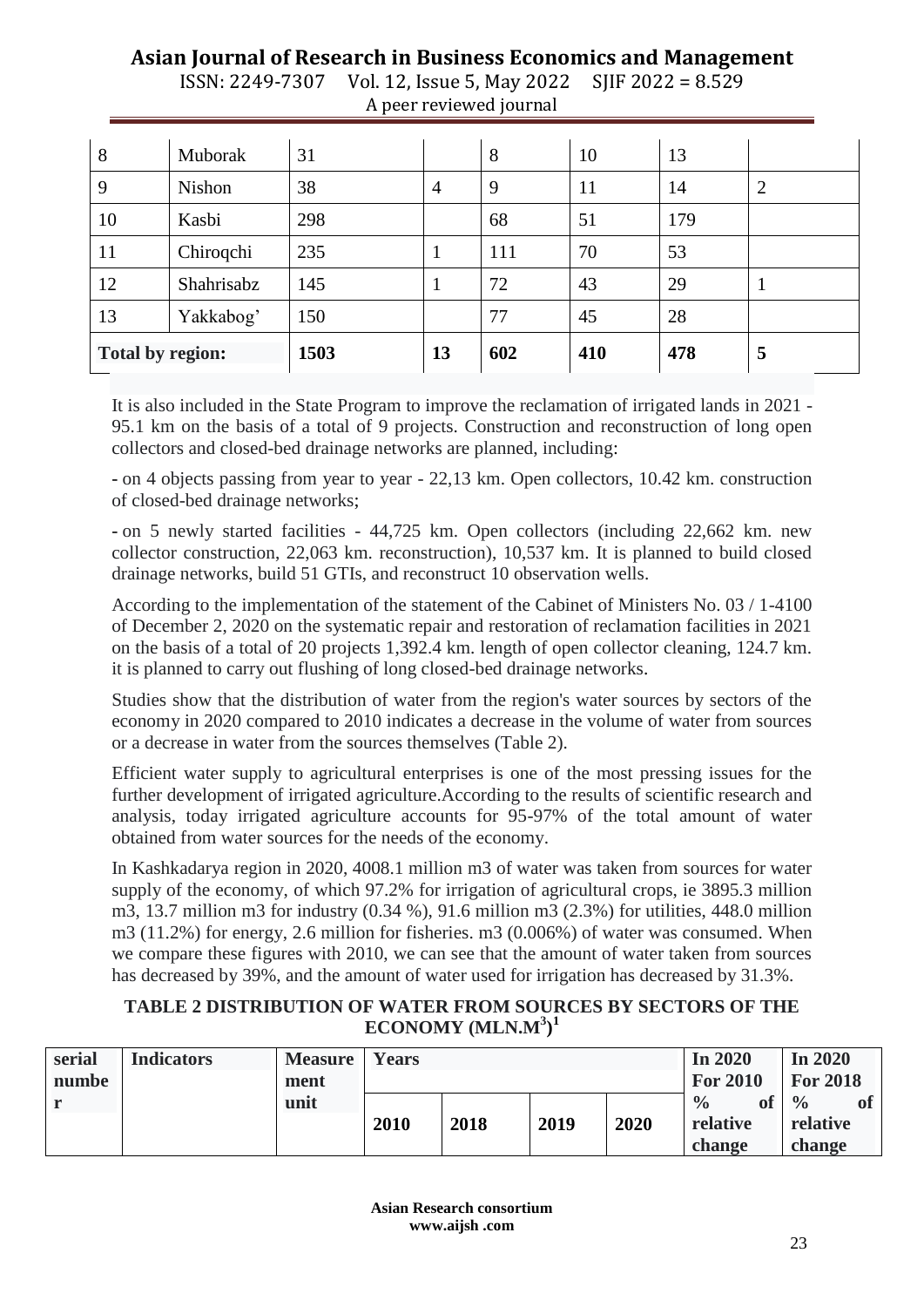| 8 | Muborak | 31 | | 8 | 10 | 13 | |
|---|---|---|---|---|---|---|---|
| 9 | Nishon | 38 | 4 | 9 | 11 | 14 | 2 |
| 10 | Kasbi | 298 | | 68 | 51 | 179 | |
| 11 | Chiroqchi | 235 | 1 | 111 | 70 | 53 | |
| 12 | Shahrisabz | 145 | 1 | 72 | 43 | 29 | 1 |
| 13 | Yakkabog' | 150 | | 77 | 45 | 28 | |
| **Total by region:** | | **1503** | **13** | **602** | **410** | **478** | **5** |

It is also included in the State Program to improve the reclamation of irrigated lands in 2021 - 95.1 km on the basis of a total of 9 projects. Construction and reconstruction of long open collectors and closed-bed drainage networks are planned, including:

- on 4 objects passing from year to year - 22,13 km. Open collectors, 10.42 km. construction of closed-bed drainage networks;

- on 5 newly started facilities - 44,725 km. Open collectors (including 22,662 km. new collector construction, 22,063 km. reconstruction), 10,537 km. It is planned to build closed drainage networks, build 51 GTIs, and reconstruct 10 observation wells.

According to the implementation of the statement of the Cabinet of Ministers No. 03 / 1-4100 of December 2, 2020 on the systematic repair and restoration of reclamation facilities in 2021 on the basis of a total of 20 projects 1,392.4 km. length of open collector cleaning, 124.7 km. it is planned to carry out flushing of long closed-bed drainage networks.

Studies show that the distribution of water from the region's water sources by sectors of the economy in 2020 compared to 2010 indicates a decrease in the volume of water from sources or a decrease in water from the sources themselves (Table 2).

Efficient water supply to agricultural enterprises is one of the most pressing issues for the further development of irrigated agriculture.According to the results of scientific research and analysis, today irrigated agriculture accounts for 95-97% of the total amount of water obtained from water sources for the needs of the economy.

In Kashkadarya region in 2020, 4008.1 million m3 of water was taken from sources for water supply of the economy, of which 97.2% for irrigation of agricultural crops, ie 3895.3 million m3, 13.7 million m3 for industry (0.34 %), 91.6 million m3 (2.3%) for utilities, 448.0 million m3 (11.2%) for energy, 2.6 million for fisheries. m3 (0.006%) of water was consumed. When we compare these figures with 2010, we can see that the amount of water taken from sources has decreased by 39%, and the amount of water used for irrigation has decreased by 31.3%.

**TABLE 2 DISTRIBUTION OF WATER FROM SOURCES BY SECTORS OF THE ECONOMY (MLN.M$^3$)[1]**

| serial number | Indicators | Measure ment unit | Years | | | | In 2020 For 2010 | In 2020 For 2018 |
|---|---|---|---|---|---|---|---|---|
| | | | 2010 | 2018 | 2019 | 2020 | % of relative change | % of relative change |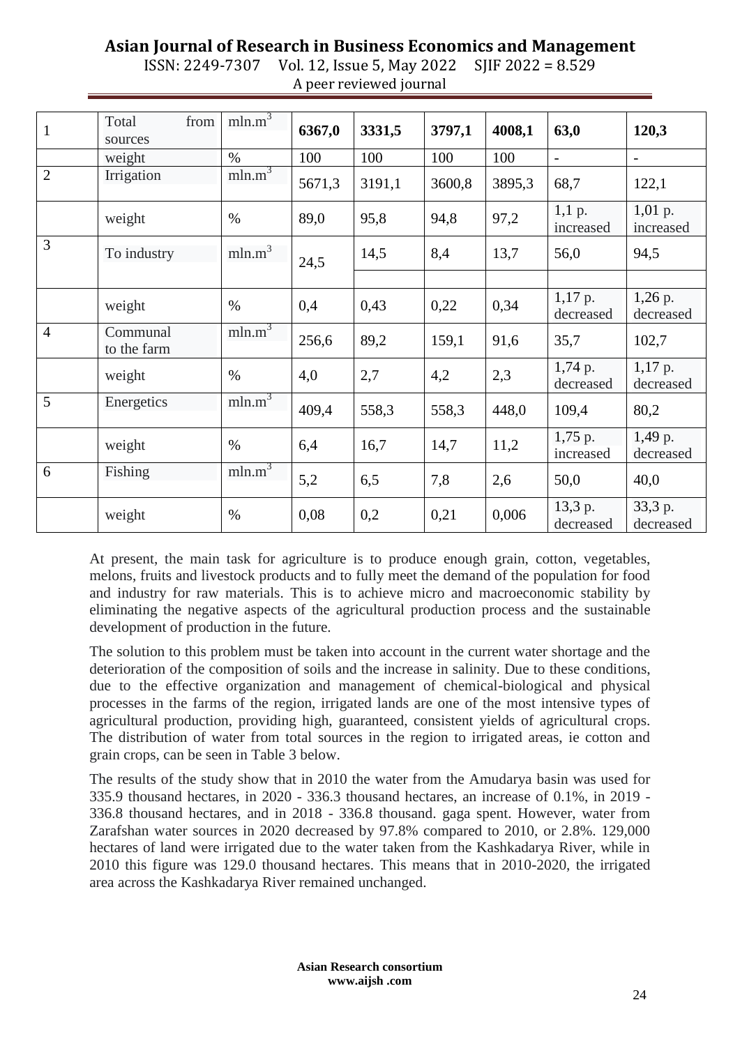| 1 | Total from sources | mln.$m^3$ | **6367,0** | **3331,5** | **3797,1** | **4008,1** | **63,0** | **120,3** |
|---|---|---|---|---|---|---|---|---|
| | weight | % | 100 | 100 | 100 | 100 | - | - |
| 2 | Irrigation | mln.$m^3$ | 5671,3 | 3191,1 | 3600,8 | 3895,3 | 68,7 | 122,1 |
| | weight | % | 89,0 | 95,8 | 94,8 | 97,2 | 1,1 p. increased | 1,01 p. increased |
| 3 | To industry | mln.$m^3$ | 24,5 | 14,5 | 8,4 | 13,7 | 56,0 | 94,5 |
| | weight | % | 0,4 | 0,43 | 0,22 | 0,34 | 1,17 p. decreased | 1,26 p. decreased |
| 4 | Communal to the farm | mln.$m^3$ | 256,6 | 89,2 | 159,1 | 91,6 | 35,7 | 102,7 |
| | weight | % | 4,0 | 2,7 | 4,2 | 2,3 | 1,74 p. decreased | 1,17 p. decreased |
| 5 | Energetics | mln.$m^3$ | 409,4 | 558,3 | 558,3 | 448,0 | 109,4 | 80,2 |
| | weight | % | 6,4 | 16,7 | 14,7 | 11,2 | 1,75 p. increased | 1,49 p. decreased |
| 6 | Fishing | mln.$m^3$ | 5,2 | 6,5 | 7,8 | 2,6 | 50,0 | 40,0 |
| | weight | % | 0,08 | 0,2 | 0,21 | 0,006 | 13,3 p. decreased | 33,3 p. decreased |

At present, the main task for agriculture is to produce enough grain, cotton, vegetables, melons, fruits and livestock products and to fully meet the demand of the population for food and industry for raw materials. This is to achieve micro and macroeconomic stability by eliminating the negative aspects of the agricultural production process and the sustainable development of production in the future.

The solution to this problem must be taken into account in the current water shortage and the deterioration of the composition of soils and the increase in salinity. Due to these conditions, due to the effective organization and management of chemical-biological and physical processes in the farms of the region, irrigated lands are one of the most intensive types of agricultural production, providing high, guaranteed, consistent yields of agricultural crops. The distribution of water from total sources in the region to irrigated areas, ie cotton and grain crops, can be seen in Table 3 below.

The results of the study show that in 2010 the water from the Amudarya basin was used for 335.9 thousand hectares, in 2020 - 336.3 thousand hectares, an increase of 0.1%, in 2019 - 336.8 thousand hectares, and in 2018 - 336.8 thousand. gaga spent. However, water from Zarafshan water sources in 2020 decreased by 97.8% compared to 2010, or 2.8%. 129,000 hectares of land were irrigated due to the water taken from the Kashkadarya River, while in 2010 this figure was 129.0 thousand hectares. This means that in 2010-2020, the irrigated area across the Kashkadarya River remained unchanged.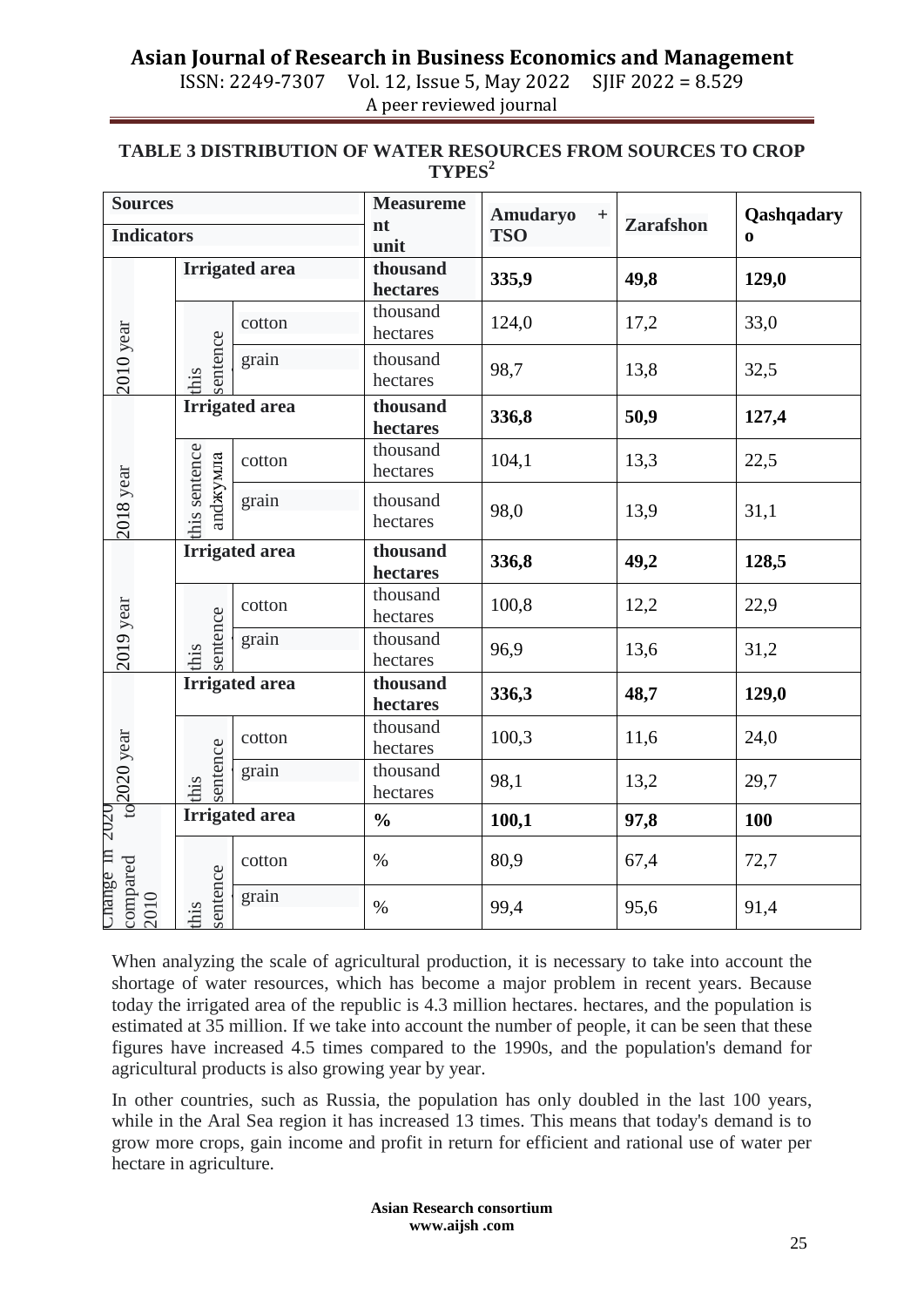**TABLE 3 DISTRIBUTION OF WATER RESOURCES FROM SOURCES TO CROP TYPES[2]**

| Sources / Indicators | | | Measurement unit | Amudaryo + TSO | Zarafshon | Qashqadaryo |
|---|---|---|---|---|---|---|
| 2010 year | Irrigated area | | **thousand hectares** | **335,9** | **49,8** | **129,0** |
| | this sentence | cotton | thousand hectares | 124,0 | 17,2 | 33,0 |
| | | grain | thousand hectares | 98,7 | 13,8 | 32,5 |
| 2018 year | Irrigated area | | **thousand hectares** | **336,8** | **50,9** | **127,4** |
| | this sentence andжумла | cotton | thousand hectares | 104,1 | 13,3 | 22,5 |
| | | grain | thousand hectares | 98,0 | 13,9 | 31,1 |
| 2019 year | Irrigated area | | **thousand hectares** | **336,8** | **49,2** | **128,5** |
| | this sentence | cotton | thousand hectares | 100,8 | 12,2 | 22,9 |
| | | grain | thousand hectares | 96,9 | 13,6 | 31,2 |
| 2020 year | Irrigated area | | **thousand hectares** | **336,3** | **48,7** | **129,0** |
| | this sentence | cotton | thousand hectares | 100,3 | 11,6 | 24,0 |
| | | grain | thousand hectares | 98,1 | 13,2 | 29,7 |
| Change in 2020 compared to 2010 | Irrigated area | | **%** | **100,1** | **97,8** | **100** |
| | this sentence | cotton | % | 80,9 | 67,4 | 72,7 |
| | | grain | % | 99,4 | 95,6 | 91,4 |

When analyzing the scale of agricultural production, it is necessary to take into account the shortage of water resources, which has become a major problem in recent years. Because today the irrigated area of the republic is 4.3 million hectares. hectares, and the population is estimated at 35 million. If we take into account the number of people, it can be seen that these figures have increased 4.5 times compared to the 1990s, and the population's demand for agricultural products is also growing year by year.

In other countries, such as Russia, the population has only doubled in the last 100 years, while in the Aral Sea region it has increased 13 times. This means that today's demand is to grow more crops, gain income and profit in return for efficient and rational use of water per hectare in agriculture.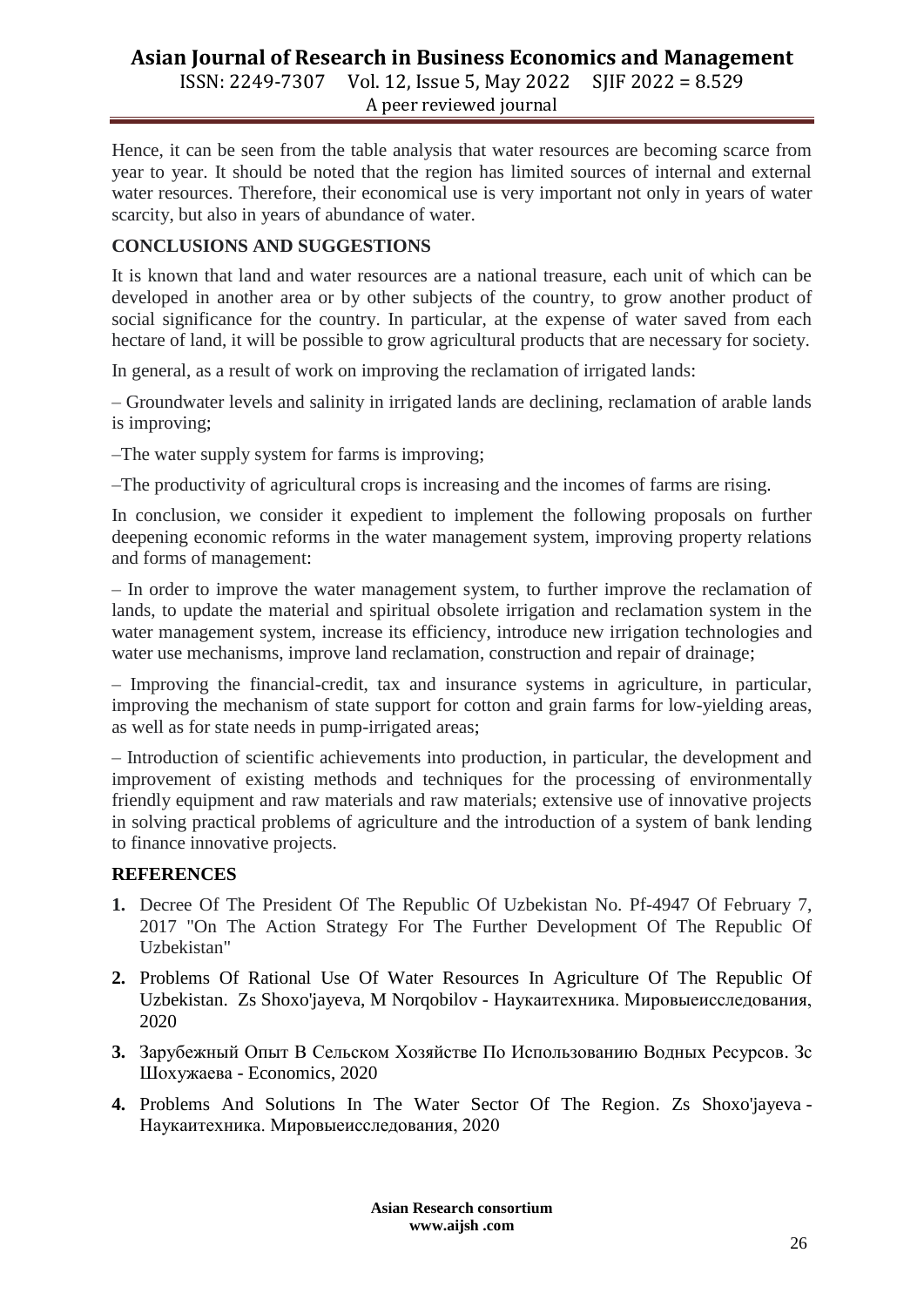Hence, it can be seen from the table analysis that water resources are becoming scarce from year to year. It should be noted that the region has limited sources of internal and external water resources. Therefore, their economical use is very important not only in years of water scarcity, but also in years of abundance of water.

## CONCLUSIONS AND SUGGESTIONS

It is known that land and water resources are a national treasure, each unit of which can be developed in another area or by other subjects of the country, to grow another product of social significance for the country. In particular, at the expense of water saved from each hectare of land, it will be possible to grow agricultural products that are necessary for society.

In general, as a result of work on improving the reclamation of irrigated lands:

– Groundwater levels and salinity in irrigated lands are declining, reclamation of arable lands is improving;

–The water supply system for farms is improving;

–The productivity of agricultural crops is increasing and the incomes of farms are rising.

In conclusion, we consider it expedient to implement the following proposals on further deepening economic reforms in the water management system, improving property relations and forms of management:

– In order to improve the water management system, to further improve the reclamation of lands, to update the material and spiritual obsolete irrigation and reclamation system in the water management system, increase its efficiency, introduce new irrigation technologies and water use mechanisms, improve land reclamation, construction and repair of drainage;

– Improving the financial-credit, tax and insurance systems in agriculture, in particular, improving the mechanism of state support for cotton and grain farms for low-yielding areas, as well as for state needs in pump-irrigated areas;

– Introduction of scientific achievements into production, in particular, the development and improvement of existing methods and techniques for the processing of environmentally friendly equipment and raw materials and raw materials; extensive use of innovative projects in solving practical problems of agriculture and the introduction of a system of bank lending to finance innovative projects.

## REFERENCES

1. Decree Of The President Of The Republic Of Uzbekistan No. Pf-4947 Of February 7, 2017 "On The Action Strategy For The Further Development Of The Republic Of Uzbekistan"
2. Problems Of Rational Use Of Water Resources In Agriculture Of The Republic Of Uzbekistan. Zs Shoxo'jayeva, M Norqobilov - Наукаитехника. Мировыеисследования, 2020
3. Зарубежный Опыт В Сельском Хозяйстве По Использованию Водных Ресурсов. Зс Шохужаева - Economics, 2020
4. Problems And Solutions In The Water Sector Of The Region. Zs Shoxo'jayeva - Наукаитехника. Мировыеисследования, 2020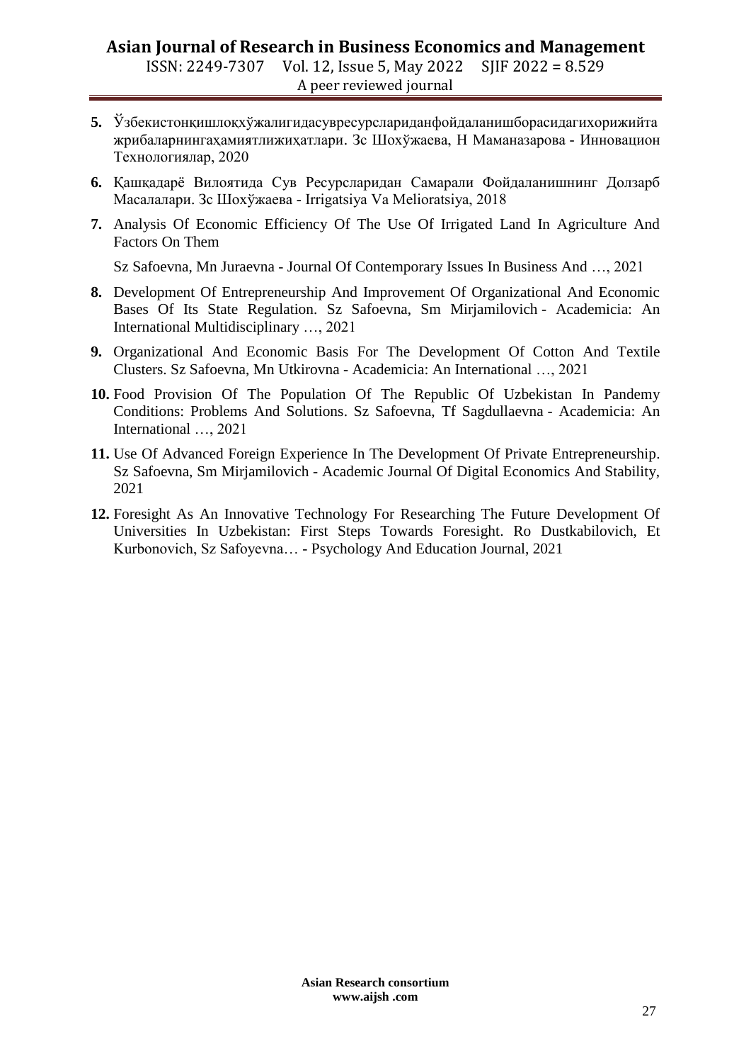5. Ўзбекистонқишлоқхўжалигидасувресурслариданфойдаланишборасидагихорижийта жрибаларнингаҳамиятлижиҳатлари. Зс Шохўжаева, Н Маманазарова - Инновацион Технологиялар, 2020

6. Қашқадарё Вилоятида Сув Ресурсларидан Самарали Фойдаланишнинг Долзарб Масалалари. Зс Шохўжаева - Irrigatsiya Va Melioratsiya, 2018

7. Analysis Of Economic Efficiency Of The Use Of Irrigated Land In Agriculture And Factors On Them

   Sz Safoevna, Mn Juraevna - Journal Of Contemporary Issues In Business And …, 2021

8. Development Of Entrepreneurship And Improvement Of Organizational And Economic Bases Of Its State Regulation. Sz Safoevna, Sm Mirjamilovich - Academicia: An International Multidisciplinary …, 2021

9. Organizational And Economic Basis For The Development Of Cotton And Textile Clusters. Sz Safoevna, Mn Utkirovna - Academicia: An International …, 2021

10. Food Provision Of The Population Of The Republic Of Uzbekistan In Pandemy Conditions: Problems And Solutions. Sz Safoevna, Tf Sagdullaevna - Academicia: An International …, 2021

11. Use Of Advanced Foreign Experience In The Development Of Private Entrepreneurship. Sz Safoevna, Sm Mirjamilovich - Academic Journal Of Digital Economics And Stability, 2021

12. Foresight As An Innovative Technology For Researching The Future Development Of Universities In Uzbekistan: First Steps Towards Foresight. Ro Dustkabilovich, Et Kurbonovich, Sz Safoyevna… - Psychology And Education Journal, 2021